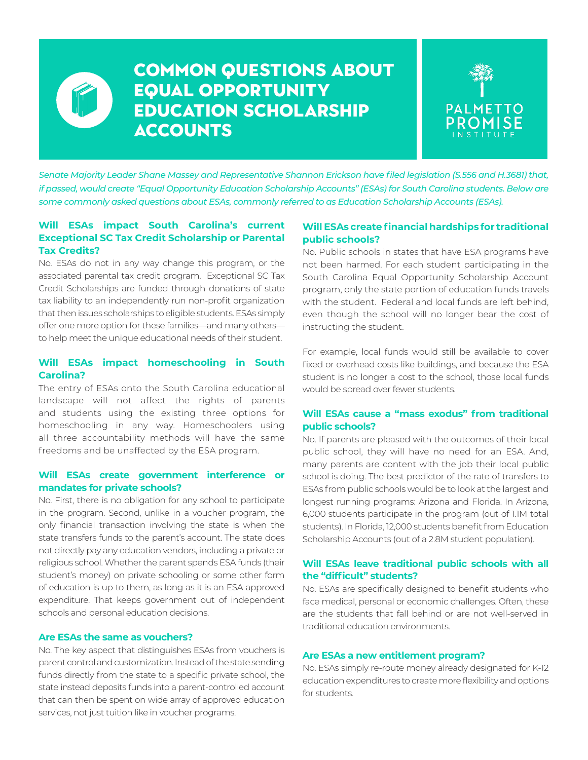# COMMON QUESTIONS ABOUT EQUAL OPPORTUNITY EDUCATION SCHOLARSHIP ACCOUNTS

PALMETTO PROMISE INSTITUTE

*Senate Majority Leader Shane Massey and Representative Shannon Erickson have filed legislation (S.556 and H.3681) that, if passed, would create "Equal Opportunity Education Scholarship Accounts" (ESAs) for South Carolina students. Below are some commonly asked questions about ESAs, commonly referred to as Education Scholarship Accounts (ESAs).*

### Will ESAs impact South Carolina's current Exceptional SC Tax Credit Scholarship or Parental Tax Credits?

No. ESAs do not in any way change this program, or the associated parental tax credit program. Exceptional SC Tax Credit Scholarships are funded through donations of state tax liability to an independently run non-profit organization that then issues scholarships to eligible students. ESAs simply offer one more option for these families—and many others—to help meet the unique educational needs of their student.

### Will ESAs impact homeschooling in South Carolina?

The entry of ESAs onto the South Carolina educational landscape will not affect the rights of parents and students using the existing three options for homeschooling in any way. Homeschoolers using all three accountability methods will have the same freedoms and be unaffected by the ESA program.

### Will ESAs create government interference or mandates for private schools?

No. First, there is no obligation for any school to participate in the program. Second, unlike in a voucher program, the only financial transaction involving the state is when the state transfers funds to the parent's account. The state does not directly pay any education vendors, including a private or religious school. Whether the parent spends ESA funds (their student's money) on private schooling or some other form of education is up to them, as long as it is an ESA approved expenditure. That keeps government out of independent schools and personal education decisions.

### Are ESAs the same as vouchers?

No. The key aspect that distinguishes ESAs from vouchers is parent control and customization. Instead of the state sending funds directly from the state to a specific private school, the state instead deposits funds into a parent-controlled account that can then be spent on wide array of approved education services, not just tuition like in voucher programs.

### Will ESAs create financial hardships for traditional public schools?

No. Public schools in states that have ESA programs have not been harmed. For each student participating in the South Carolina Equal Opportunity Scholarship Account program, only the state portion of education funds travels with the student. Federal and local funds are left behind, even though the school will no longer bear the cost of instructing the student.

For example, local funds would still be available to cover fixed or overhead costs like buildings, and because the ESA student is no longer a cost to the school, those local funds would be spread over fewer students.

### Will ESAs cause a "mass exodus" from traditional public schools?

No. If parents are pleased with the outcomes of their local public school, they will have no need for an ESA. And, many parents are content with the job their local public school is doing. The best predictor of the rate of transfers to ESAs from public schools would be to look at the largest and longest running programs: Arizona and Florida. In Arizona, 6,000 students participate in the program (out of 1.1M total students). In Florida, 12,000 students benefit from Education Scholarship Accounts (out of a 2.8M student population).

### Will ESAs leave traditional public schools with all the "difficult" students?

No. ESAs are specifically designed to benefit students who face medical, personal or economic challenges. Often, these are the students that fall behind or are not well-served in traditional education environments.

### Are ESAs a new entitlement program?

No. ESAs simply re-route money already designated for K-12 education expenditures to create more flexibility and options for students.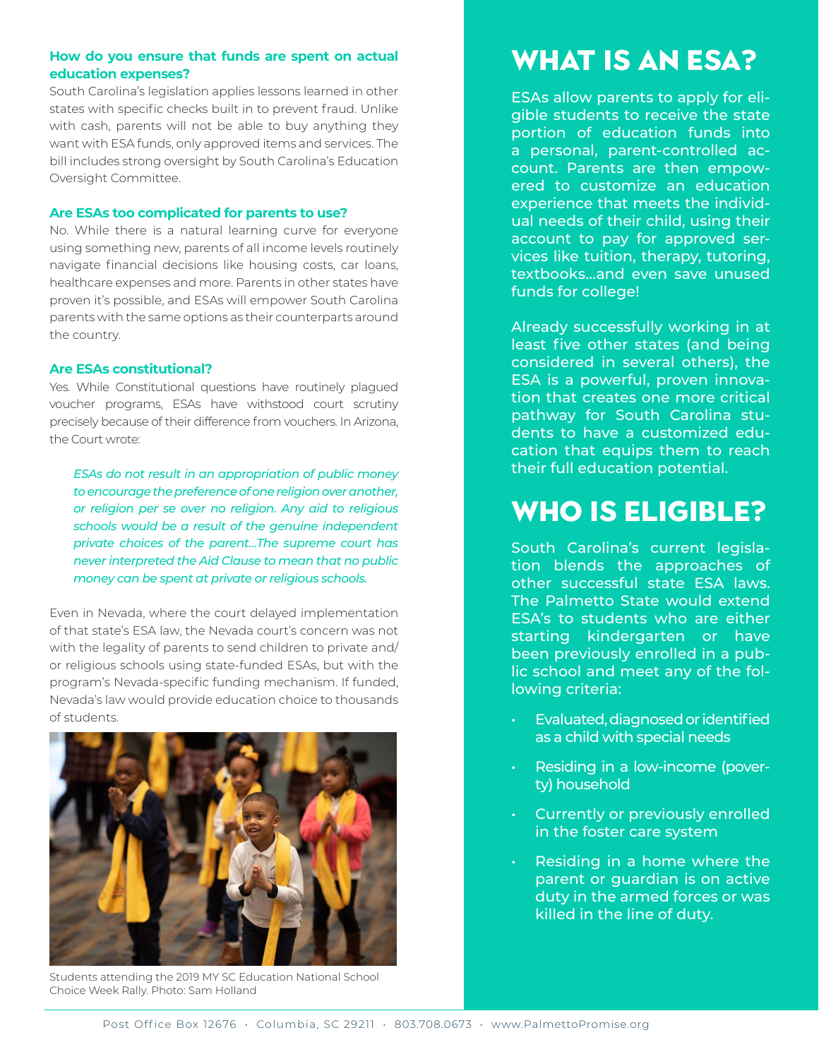### How do you ensure that funds are spent on actual education expenses?

South Carolina's legislation applies lessons learned in other states with specific checks built in to prevent fraud. Unlike with cash, parents will not be able to buy anything they want with ESA funds, only approved items and services. The bill includes strong oversight by South Carolina's Education Oversight Committee.

### Are ESAs too complicated for parents to use?

No. While there is a natural learning curve for everyone using something new, parents of all income levels routinely navigate financial decisions like housing costs, car loans, healthcare expenses and more. Parents in other states have proven it's possible, and ESAs will empower South Carolina parents with the same options as their counterparts around the country.

### Are ESAs constitutional?

Yes. While Constitutional questions have routinely plagued voucher programs, ESAs have withstood court scrutiny precisely because of their difference from vouchers. In Arizona, the Court wrote:

> *ESAs do not result in an appropriation of public money to encourage the preference of one religion over another, or religion per se over no religion. Any aid to religious schools would be a result of the genuine independent private choices of the parent...The supreme court has never interpreted the Aid Clause to mean that no public money can be spent at private or religious schools.*

Even in Nevada, where the court delayed implementation of that state's ESA law, the Nevada court's concern was not with the legality of parents to send children to private and/or religious schools using state-funded ESAs, but with the program's Nevada-specific funding mechanism. If funded, Nevada's law would provide education choice to thousands of students.

Students attending the 2019 MY SC Education National School Choice Week Rally. Photo: Sam Holland

# WHAT IS AN ESA?

ESAs allow parents to apply for eligible students to receive the state portion of education funds into a personal, parent-controlled account. Parents are then empowered to customize an education experience that meets the individual needs of their child, using their account to pay for approved services like tuition, therapy, tutoring, textbooks...and even save unused funds for college!

Already successfully working in at least five other states (and being considered in several others), the ESA is a powerful, proven innovation that creates one more critical pathway for South Carolina students to have a customized education that equips them to reach their full education potential.

# WHO IS ELIGIBLE?

South Carolina's current legislation blends the approaches of other successful state ESA laws. The Palmetto State would extend ESA's to students who are either starting kindergarten or have been previously enrolled in a public school and meet any of the following criteria:

- Evaluated, diagnosed or identified as a child with special needs
- Residing in a low-income (poverty) household
- Currently or previously enrolled in the foster care system
- Residing in a home where the parent or guardian is on active duty in the armed forces or was killed in the line of duty.

Post Office Box 12676 · Columbia, SC 29211 · 803.708.0673 · www.PalmettoPromise.org